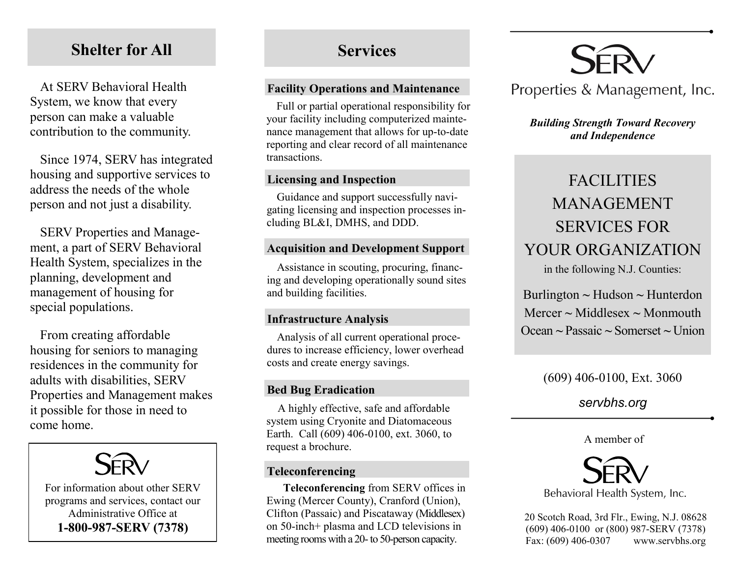## Shelter for All

At SERV Behavioral Health System, we know that every person can make a valuable contribution to the community.

Since 1974, SERV has integrated housing and supportive services to address the needs of the whole person and not just a disability.

SERV Properties and Management, a part of SERV Behavioral Health System, specializes in the planning, development and management of housing for special populations.

From creating affordable housing for seniors to managing residences in the community for adults with disabilities, SERV Properties and Management makes it possible for those in need to come home.

SERV

For information about other SERV programs and services, contact our Administrative Office at

**1-800-987-SERV (7378)**

## Services

### Facility Operations and Maintenance

Full or partial operational responsibility for your facility including computerized maintenance management that allows for up-to-date reporting and clear record of all maintenance transactions.

### Licensing and Inspection

Guidance and support successfully navigating licensing and inspection processes including BL&I, DMHS, and DDD.

### Acquisition and Development Support

Assistance in scouting, procuring, financing and developing operationally sound sites and building facilities.

### Infrastructure Analysis

Analysis of all current operational procedures to increase efficiency, lower overhead costs and create energy savings.

### Bed Bug Eradication

A highly effective, safe and affordable system using Cryonite and Diatomaceous Earth. Call (609) 406-0100, ext. 3060, to request a brochure.

### Teleconferencing

**Teleconferencing** from SERV offices in Ewing (Mercer County), Cranford (Union), Clifton (Passaic) and Piscataway (Middlesex) on 50-inch+ plasma and LCD televisions in meeting rooms with a 20- to 50-person capacity.

# SERV

Properties & Management, Inc.

***Building Strength Toward Recovery and Independence***

## FACILITIES MANAGEMENT SERVICES FOR YOUR ORGANIZATION

in the following N.J. Counties:

Burlington ~ Hudson ~ Hunterdon
Mercer ~ Middlesex ~ Monmouth
Ocean ~ Passaic ~ Somerset ~ Union

(609) 406-0100, Ext. 3060

*servbhs.org*

A member of

SERV

Behavioral Health System, Inc.

20 Scotch Road, 3rd Flr., Ewing, N.J. 08628
(609) 406-0100 or (800) 987-SERV (7378)
Fax: (609) 406-0307 www.servbhs.org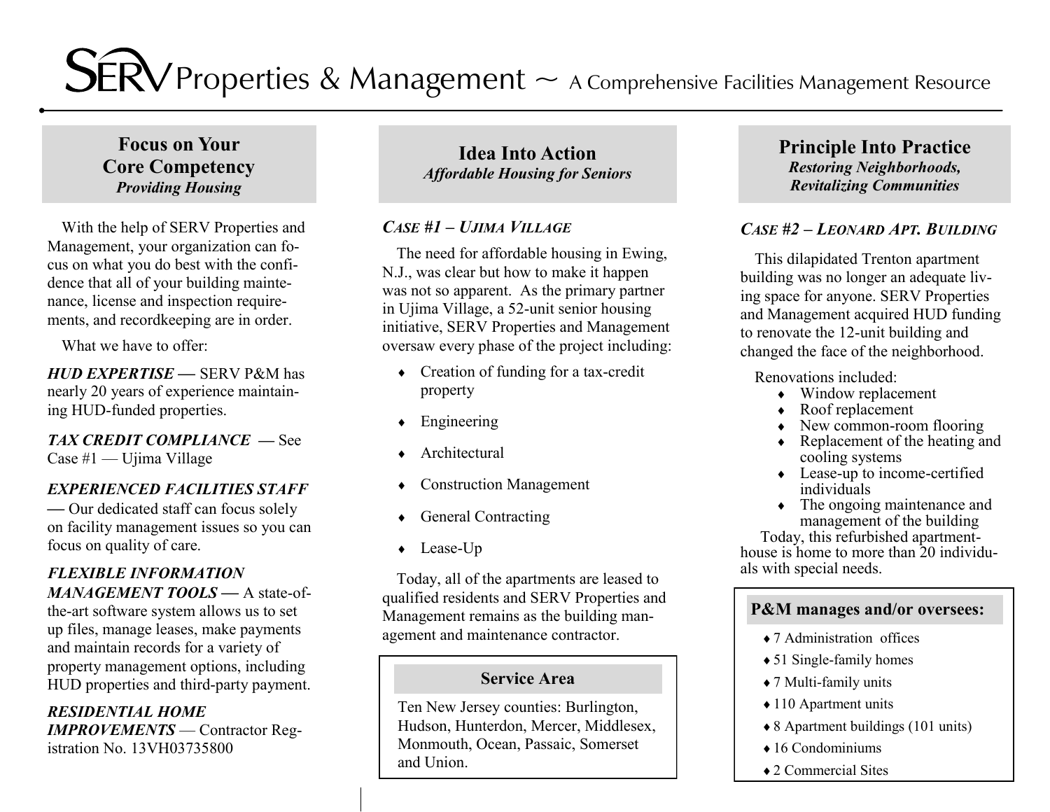# SERV Properties & Management ~ A Comprehensive Facilities Management Resource

## Focus on Your Core Competency
***Providing Housing***

With the help of SERV Properties and Management, your organization can focus on what you do best with the confidence that all of your building maintenance, license and inspection requirements, and recordkeeping are in order.

What we have to offer:

***HUD EXPERTISE* —** SERV P&M has nearly 20 years of experience maintaining HUD-funded properties.

***TAX CREDIT COMPLIANCE* —** See Case #1 — Ujima Village

***EXPERIENCED FACILITIES STAFF* —** Our dedicated staff can focus solely on facility management issues so you can focus on quality of care.

***FLEXIBLE INFORMATION MANAGEMENT TOOLS* —** A state-of-the-art software system allows us to set up files, manage leases, make payments and maintain records for a variety of property management options, including HUD properties and third-party payment.

***RESIDENTIAL HOME IMPROVEMENTS*** — Contractor Registration No. 13VH03735800

## Idea Into Action
***Affordable Housing for Seniors***

### *Case #1 – Ujima Village*

The need for affordable housing in Ewing, N.J., was clear but how to make it happen was not so apparent. As the primary partner in Ujima Village, a 52-unit senior housing initiative, SERV Properties and Management oversaw every phase of the project including:

- Creation of funding for a tax-credit property
- Engineering
- Architectural
- Construction Management
- General Contracting
- Lease-Up

Today, all of the apartments are leased to qualified residents and SERV Properties and Management remains as the building management and maintenance contractor.

**Service Area**

Ten New Jersey counties: Burlington, Hudson, Hunterdon, Mercer, Middlesex, Monmouth, Ocean, Passaic, Somerset and Union.

## Principle Into Practice
***Restoring Neighborhoods, Revitalizing Communities***

### *Case #2 – Leonard Apt. Building*

This dilapidated Trenton apartment building was no longer an adequate living space for anyone. SERV Properties and Management acquired HUD funding to renovate the 12-unit building and changed the face of the neighborhood.

Renovations included:

- Window replacement
- Roof replacement
- New common-room flooring
- Replacement of the heating and cooling systems
- Lease-up to income-certified individuals
- The ongoing maintenance and management of the building

Today, this refurbished apartment-house is home to more than 20 individuals with special needs.

**P&M manages and/or oversees:**

- 7 Administration offices
- 51 Single-family homes
- 7 Multi-family units
- 110 Apartment units
- 8 Apartment buildings (101 units)
- 16 Condominiums
- 2 Commercial Sites